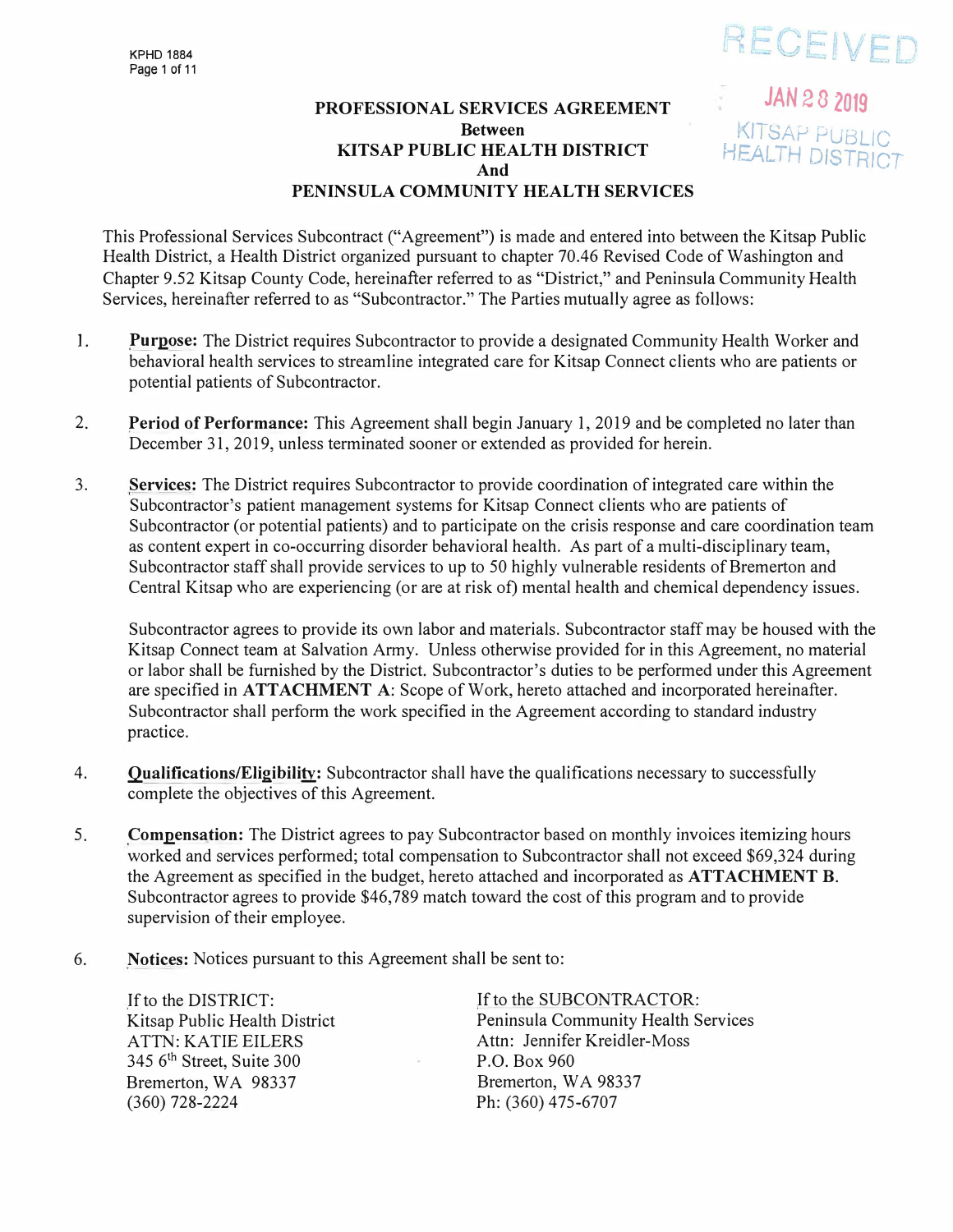# PROFESSIONAL SERVICES AGREEMENT
## Between
## KITSAP PUBLIC HEALTH DISTRICT
## And
## PENINSULA COMMUNITY HEALTH SERVICES

RECEIVED
JAN 28 2019
KITSAP PUBLIC HEALTH DISTRICT

This Professional Services Subcontract ("Agreement") is made and entered into between the Kitsap Public Health District, a Health District organized pursuant to chapter 70.46 Revised Code of Washington and Chapter 9.52 Kitsap County Code, hereinafter referred to as "District," and Peninsula Community Health Services, hereinafter referred to as "Subcontractor." The Parties mutually agree as follows:

1. **Purpose:** The District requires Subcontractor to provide a designated Community Health Worker and behavioral health services to streamline integrated care for Kitsap Connect clients who are patients or potential patients of Subcontractor.

2. **Period of Performance:** This Agreement shall begin January 1, 2019 and be completed no later than December 31, 2019, unless terminated sooner or extended as provided for herein.

3. **Services:** The District requires Subcontractor to provide coordination of integrated care within the Subcontractor's patient management systems for Kitsap Connect clients who are patients of Subcontractor (or potential patients) and to participate on the crisis response and care coordination team as content expert in co-occurring disorder behavioral health. As part of a multi-disciplinary team, Subcontractor staff shall provide services to up to 50 highly vulnerable residents of Bremerton and Central Kitsap who are experiencing (or are at risk of) mental health and chemical dependency issues.

   Subcontractor agrees to provide its own labor and materials. Subcontractor staff may be housed with the Kitsap Connect team at Salvation Army. Unless otherwise provided for in this Agreement, no material or labor shall be furnished by the District. Subcontractor's duties to be performed under this Agreement are specified in **ATTACHMENT A**: Scope of Work, hereto attached and incorporated hereinafter. Subcontractor shall perform the work specified in the Agreement according to standard industry practice.

4. **Qualifications/Eligibility:** Subcontractor shall have the qualifications necessary to successfully complete the objectives of this Agreement.

5. **Compensation:** The District agrees to pay Subcontractor based on monthly invoices itemizing hours worked and services performed; total compensation to Subcontractor shall not exceed $69,324 during the Agreement as specified in the budget, hereto attached and incorporated as **ATTACHMENT B**. Subcontractor agrees to provide $46,789 match toward the cost of this program and to provide supervision of their employee.

6. **Notices:** Notices pursuant to this Agreement shall be sent to:

   If to the DISTRICT:
   Kitsap Public Health District
   ATTN: KATIE EILERS
   345 6th Street, Suite 300
   Bremerton, WA 98337
   (360) 728-2224

   If to the SUBCONTRACTOR:
   Peninsula Community Health Services
   Attn: Jennifer Kreidler-Moss
   P.O. Box 960
   Bremerton, WA 98337
   Ph: (360) 475-6707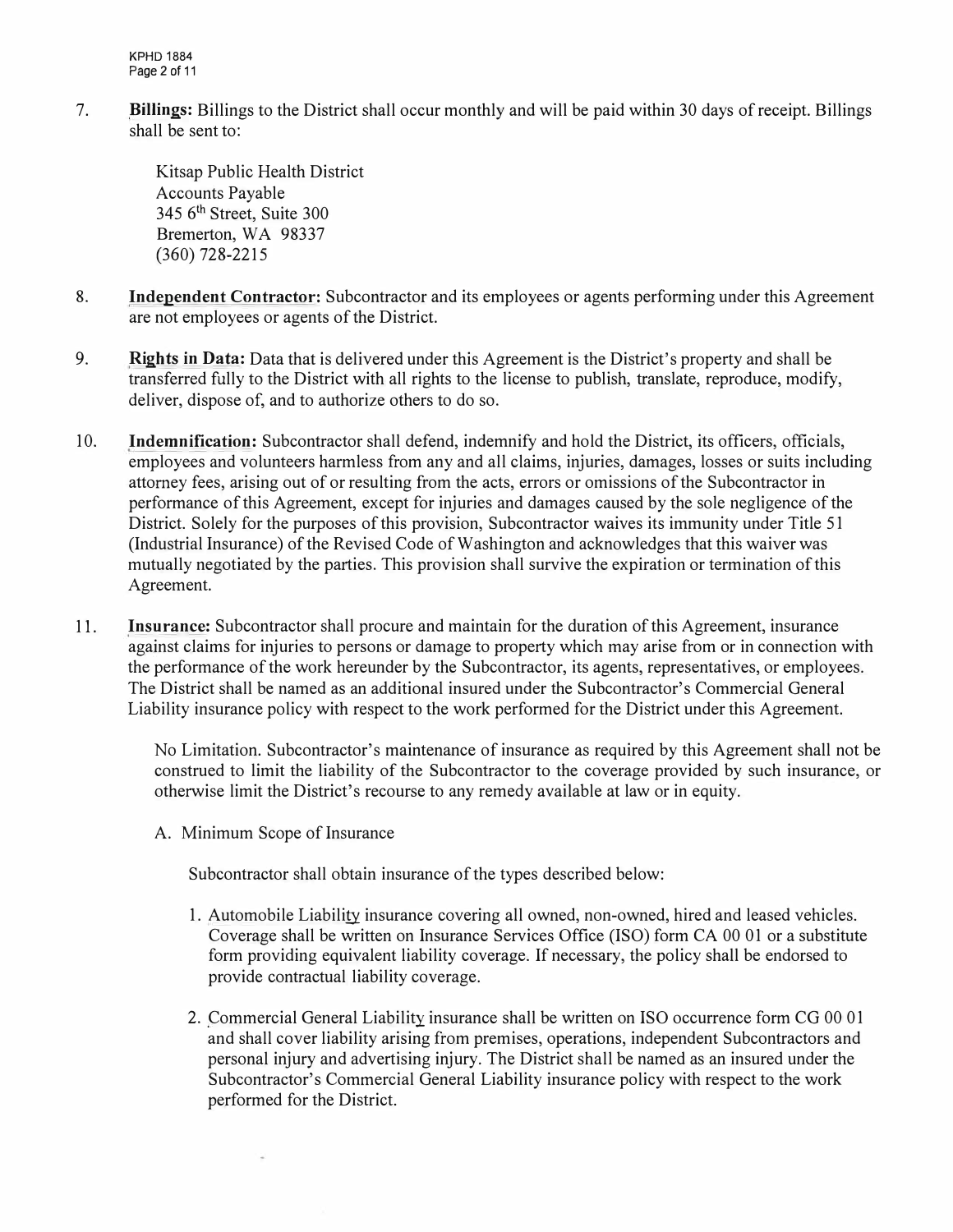7. **Billings:** Billings to the District shall occur monthly and will be paid within 30 days of receipt. Billings shall be sent to:

   Kitsap Public Health District
   Accounts Payable
   345 6th Street, Suite 300
   Bremerton, WA 98337
   (360) 728-2215

8. **Independent Contractor:** Subcontractor and its employees or agents performing under this Agreement are not employees or agents of the District.

9. **Rights in Data:** Data that is delivered under this Agreement is the District's property and shall be transferred fully to the District with all rights to the license to publish, translate, reproduce, modify, deliver, dispose of, and to authorize others to do so.

10. **Indemnification:** Subcontractor shall defend, indemnify and hold the District, its officers, officials, employees and volunteers harmless from any and all claims, injuries, damages, losses or suits including attorney fees, arising out of or resulting from the acts, errors or omissions of the Subcontractor in performance of this Agreement, except for injuries and damages caused by the sole negligence of the District. Solely for the purposes of this provision, Subcontractor waives its immunity under Title 51 (Industrial Insurance) of the Revised Code of Washington and acknowledges that this waiver was mutually negotiated by the parties. This provision shall survive the expiration or termination of this Agreement.

11. **Insurance:** Subcontractor shall procure and maintain for the duration of this Agreement, insurance against claims for injuries to persons or damage to property which may arise from or in connection with the performance of the work hereunder by the Subcontractor, its agents, representatives, or employees. The District shall be named as an additional insured under the Subcontractor's Commercial General Liability insurance policy with respect to the work performed for the District under this Agreement.

    No Limitation. Subcontractor's maintenance of insurance as required by this Agreement shall not be construed to limit the liability of the Subcontractor to the coverage provided by such insurance, or otherwise limit the District's recourse to any remedy available at law or in equity.

    A. Minimum Scope of Insurance

       Subcontractor shall obtain insurance of the types described below:

       1. Automobile Liability insurance covering all owned, non-owned, hired and leased vehicles. Coverage shall be written on Insurance Services Office (ISO) form CA 00 01 or a substitute form providing equivalent liability coverage. If necessary, the policy shall be endorsed to provide contractual liability coverage.

       2. Commercial General Liability insurance shall be written on ISO occurrence form CG 00 01 and shall cover liability arising from premises, operations, independent Subcontractors and personal injury and advertising injury. The District shall be named as an insured under the Subcontractor's Commercial General Liability insurance policy with respect to the work performed for the District.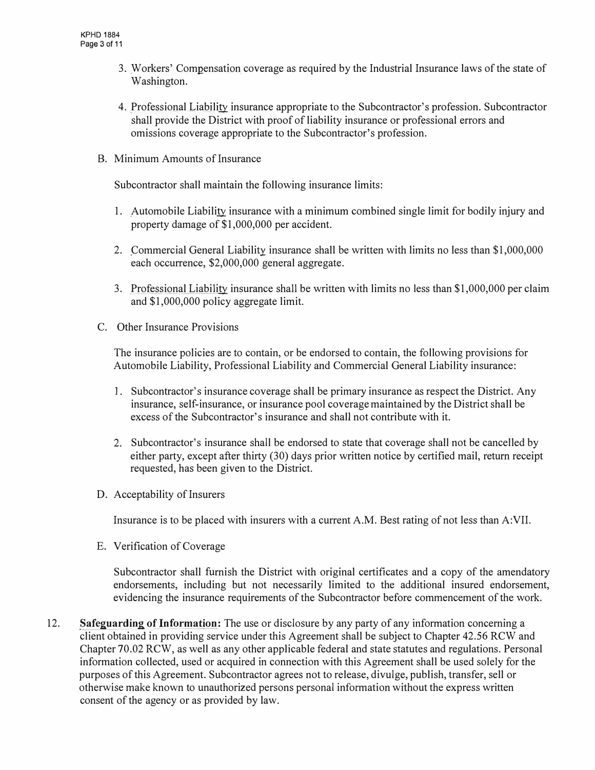3. Workers' Compensation coverage as required by the Industrial Insurance laws of the state of Washington.

4. Professional Liability insurance appropriate to the Subcontractor's profession. Subcontractor shall provide the District with proof of liability insurance or professional errors and omissions coverage appropriate to the Subcontractor's profession.

B. Minimum Amounts of Insurance

Subcontractor shall maintain the following insurance limits:

1. Automobile Liability insurance with a minimum combined single limit for bodily injury and property damage of $1,000,000 per accident.

2. Commercial General Liability insurance shall be written with limits no less than $1,000,000 each occurrence, $2,000,000 general aggregate.

3. Professional Liability insurance shall be written with limits no less than $1,000,000 per claim and $1,000,000 policy aggregate limit.

C. Other Insurance Provisions

The insurance policies are to contain, or be endorsed to contain, the following provisions for Automobile Liability, Professional Liability and Commercial General Liability insurance:

1. Subcontractor's insurance coverage shall be primary insurance as respect the District. Any insurance, self-insurance, or insurance pool coverage maintained by the District shall be excess of the Subcontractor's insurance and shall not contribute with it.

2. Subcontractor's insurance shall be endorsed to state that coverage shall not be cancelled by either party, except after thirty (30) days prior written notice by certified mail, return receipt requested, has been given to the District.

D. Acceptability of Insurers

Insurance is to be placed with insurers with a current A.M. Best rating of not less than A:VII.

E. Verification of Coverage

Subcontractor shall furnish the District with original certificates and a copy of the amendatory endorsements, including but not necessarily limited to the additional insured endorsement, evidencing the insurance requirements of the Subcontractor before commencement of the work.

12. **Safeguarding of Information:** The use or disclosure by any party of any information concerning a client obtained in providing service under this Agreement shall be subject to Chapter 42.56 RCW and Chapter 70.02 RCW, as well as any other applicable federal and state statutes and regulations. Personal information collected, used or acquired in connection with this Agreement shall be used solely for the purposes of this Agreement. Subcontractor agrees not to release, divulge, publish, transfer, sell or otherwise make known to unauthorized persons personal information without the express written consent of the agency or as provided by law.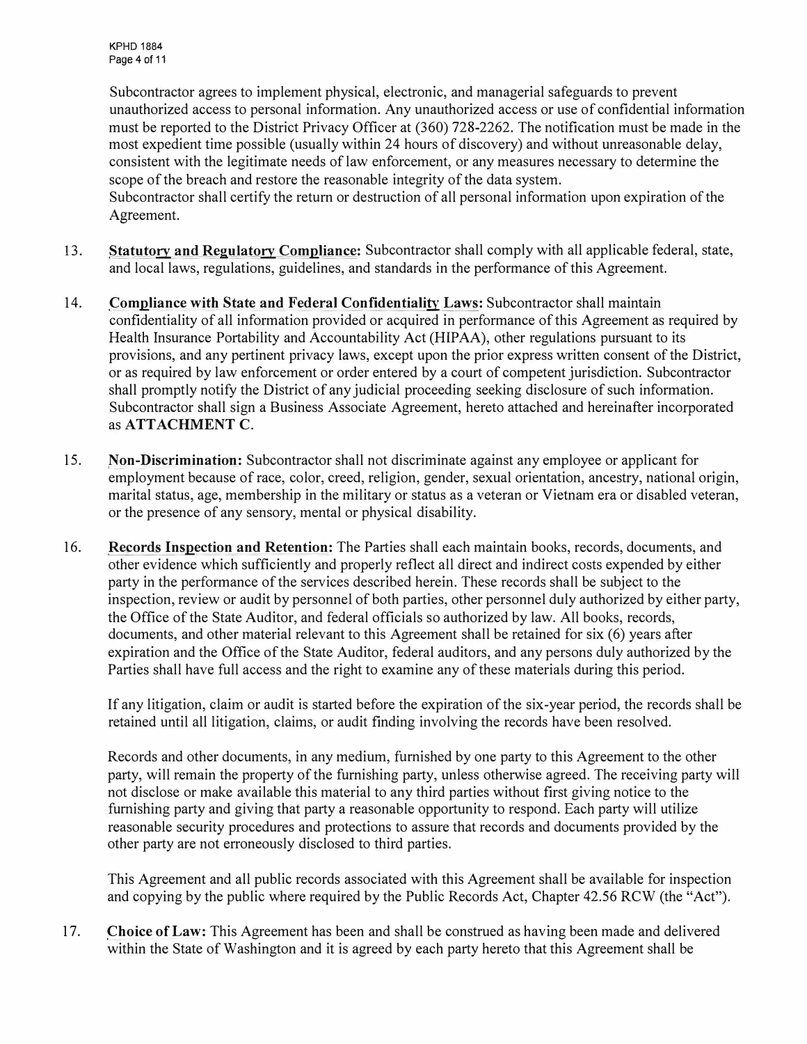Subcontractor agrees to implement physical, electronic, and managerial safeguards to prevent unauthorized access to personal information. Any unauthorized access or use of confidential information must be reported to the District Privacy Officer at (360) 728-2262. The notification must be made in the most expedient time possible (usually within 24 hours of discovery) and without unreasonable delay, consistent with the legitimate needs of law enforcement, or any measures necessary to determine the scope of the breach and restore the reasonable integrity of the data system.
Subcontractor shall certify the return or destruction of all personal information upon expiration of the Agreement.

13. **Statutory and Regulatory Compliance:** Subcontractor shall comply with all applicable federal, state, and local laws, regulations, guidelines, and standards in the performance of this Agreement.

14. **Compliance with State and Federal Confidentiality Laws:** Subcontractor shall maintain confidentiality of all information provided or acquired in performance of this Agreement as required by Health Insurance Portability and Accountability Act (HIPAA), other regulations pursuant to its provisions, and any pertinent privacy laws, except upon the prior express written consent of the District, or as required by law enforcement or order entered by a court of competent jurisdiction. Subcontractor shall promptly notify the District of any judicial proceeding seeking disclosure of such information. Subcontractor shall sign a Business Associate Agreement, hereto attached and hereinafter incorporated as **ATTACHMENT C**.

15. **Non-Discrimination:** Subcontractor shall not discriminate against any employee or applicant for employment because of race, color, creed, religion, gender, sexual orientation, ancestry, national origin, marital status, age, membership in the military or status as a veteran or Vietnam era or disabled veteran, or the presence of any sensory, mental or physical disability.

16. **Records Inspection and Retention:** The Parties shall each maintain books, records, documents, and other evidence which sufficiently and properly reflect all direct and indirect costs expended by either party in the performance of the services described herein. These records shall be subject to the inspection, review or audit by personnel of both parties, other personnel duly authorized by either party, the Office of the State Auditor, and federal officials so authorized by law. All books, records, documents, and other material relevant to this Agreement shall be retained for six (6) years after expiration and the Office of the State Auditor, federal auditors, and any persons duly authorized by the Parties shall have full access and the right to examine any of these materials during this period.

    If any litigation, claim or audit is started before the expiration of the six-year period, the records shall be retained until all litigation, claims, or audit finding involving the records have been resolved.

    Records and other documents, in any medium, furnished by one party to this Agreement to the other party, will remain the property of the furnishing party, unless otherwise agreed. The receiving party will not disclose or make available this material to any third parties without first giving notice to the furnishing party and giving that party a reasonable opportunity to respond. Each party will utilize reasonable security procedures and protections to assure that records and documents provided by the other party are not erroneously disclosed to third parties.

    This Agreement and all public records associated with this Agreement shall be available for inspection and copying by the public where required by the Public Records Act, Chapter 42.56 RCW (the "Act").

17. **Choice of Law:** This Agreement has been and shall be construed as having been made and delivered within the State of Washington and it is agreed by each party hereto that this Agreement shall be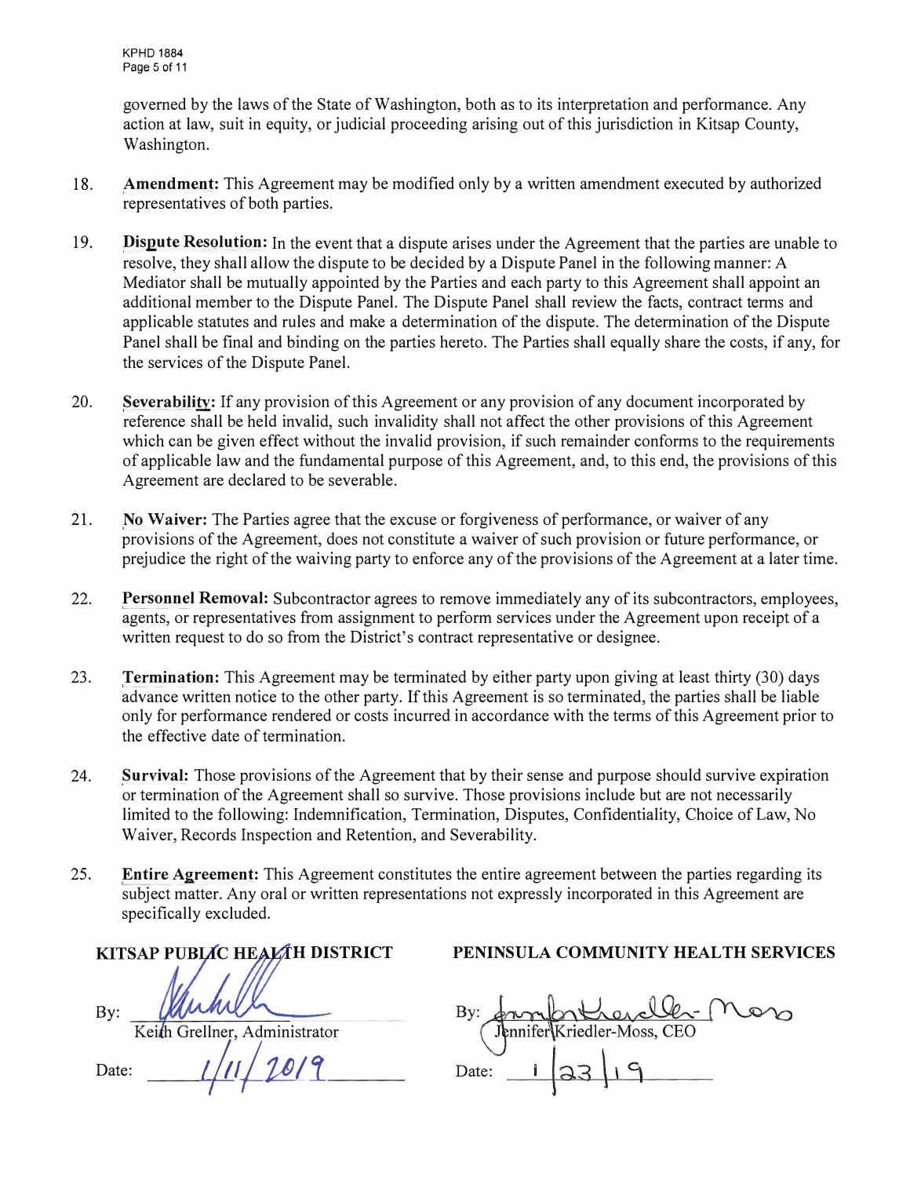governed by the laws of the State of Washington, both as to its interpretation and performance. Any action at law, suit in equity, or judicial proceeding arising out of this jurisdiction in Kitsap County, Washington.

18. **Amendment:** This Agreement may be modified only by a written amendment executed by authorized representatives of both parties.

19. **Dispute Resolution:** In the event that a dispute arises under the Agreement that the parties are unable to resolve, they shall allow the dispute to be decided by a Dispute Panel in the following manner: A Mediator shall be mutually appointed by the Parties and each party to this Agreement shall appoint an additional member to the Dispute Panel. The Dispute Panel shall review the facts, contract terms and applicable statutes and rules and make a determination of the dispute. The determination of the Dispute Panel shall be final and binding on the parties hereto. The Parties shall equally share the costs, if any, for the services of the Dispute Panel.

20. **Severability:** If any provision of this Agreement or any provision of any document incorporated by reference shall be held invalid, such invalidity shall not affect the other provisions of this Agreement which can be given effect without the invalid provision, if such remainder conforms to the requirements of applicable law and the fundamental purpose of this Agreement, and, to this end, the provisions of this Agreement are declared to be severable.

21. **No Waiver:** The Parties agree that the excuse or forgiveness of performance, or waiver of any provisions of the Agreement, does not constitute a waiver of such provision or future performance, or prejudice the right of the waiving party to enforce any of the provisions of the Agreement at a later time.

22. **Personnel Removal:** Subcontractor agrees to remove immediately any of its subcontractors, employees, agents, or representatives from assignment to perform services under the Agreement upon receipt of a written request to do so from the District's contract representative or designee.

23. **Termination:** This Agreement may be terminated by either party upon giving at least thirty (30) days advance written notice to the other party. If this Agreement is so terminated, the parties shall be liable only for performance rendered or costs incurred in accordance with the terms of this Agreement prior to the effective date of termination.

24. **Survival:** Those provisions of the Agreement that by their sense and purpose should survive expiration or termination of the Agreement shall so survive. Those provisions include but are not necessarily limited to the following: Indemnification, Termination, Disputes, Confidentiality, Choice of Law, No Waiver, Records Inspection and Retention, and Severability.

25. **Entire Agreement:** This Agreement constitutes the entire agreement between the parties regarding its subject matter. Any oral or written representations not expressly incorporated in this Agreement are specifically excluded.

| **KITSAP PUBLIC HEALTH DISTRICT** | **PENINSULA COMMUNITY HEALTH SERVICES** |
|---|---|
| By: *[signature]* | By: *[signature]* |
| Keith Grellner, Administrator | Jennifer Kriedler-Moss, CEO |
| Date: 1/11/2019 | Date: 1/23/19 |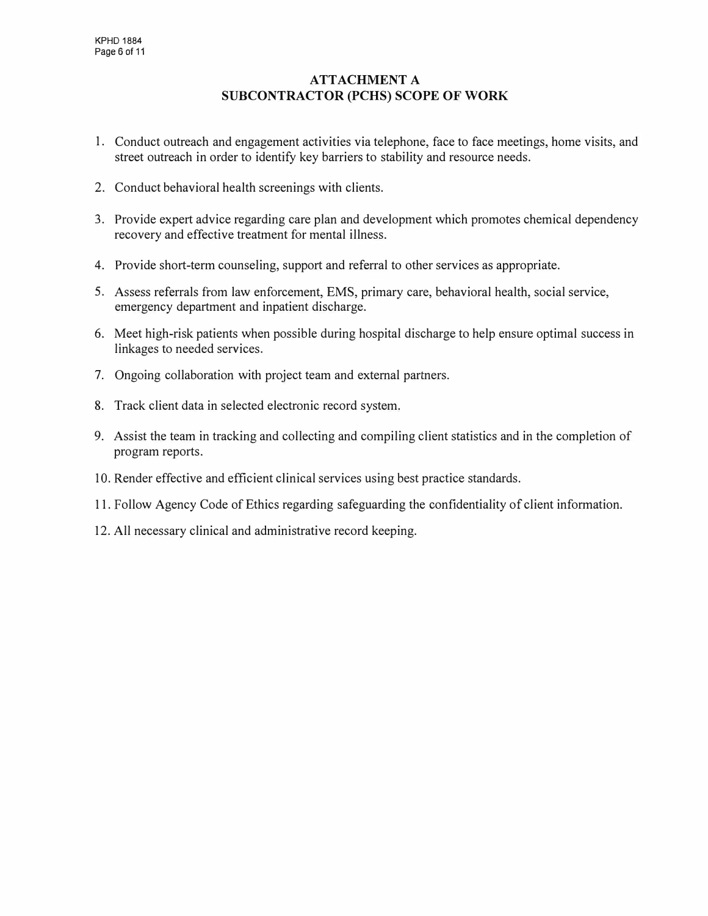# ATTACHMENT A
## SUBCONTRACTOR (PCHS) SCOPE OF WORK

1. Conduct outreach and engagement activities via telephone, face to face meetings, home visits, and street outreach in order to identify key barriers to stability and resource needs.
2. Conduct behavioral health screenings with clients.
3. Provide expert advice regarding care plan and development which promotes chemical dependency recovery and effective treatment for mental illness.
4. Provide short-term counseling, support and referral to other services as appropriate.
5. Assess referrals from law enforcement, EMS, primary care, behavioral health, social service, emergency department and inpatient discharge.
6. Meet high-risk patients when possible during hospital discharge to help ensure optimal success in linkages to needed services.
7. Ongoing collaboration with project team and external partners.
8. Track client data in selected electronic record system.
9. Assist the team in tracking and collecting and compiling client statistics and in the completion of program reports.
10. Render effective and efficient clinical services using best practice standards.
11. Follow Agency Code of Ethics regarding safeguarding the confidentiality of client information.
12. All necessary clinical and administrative record keeping.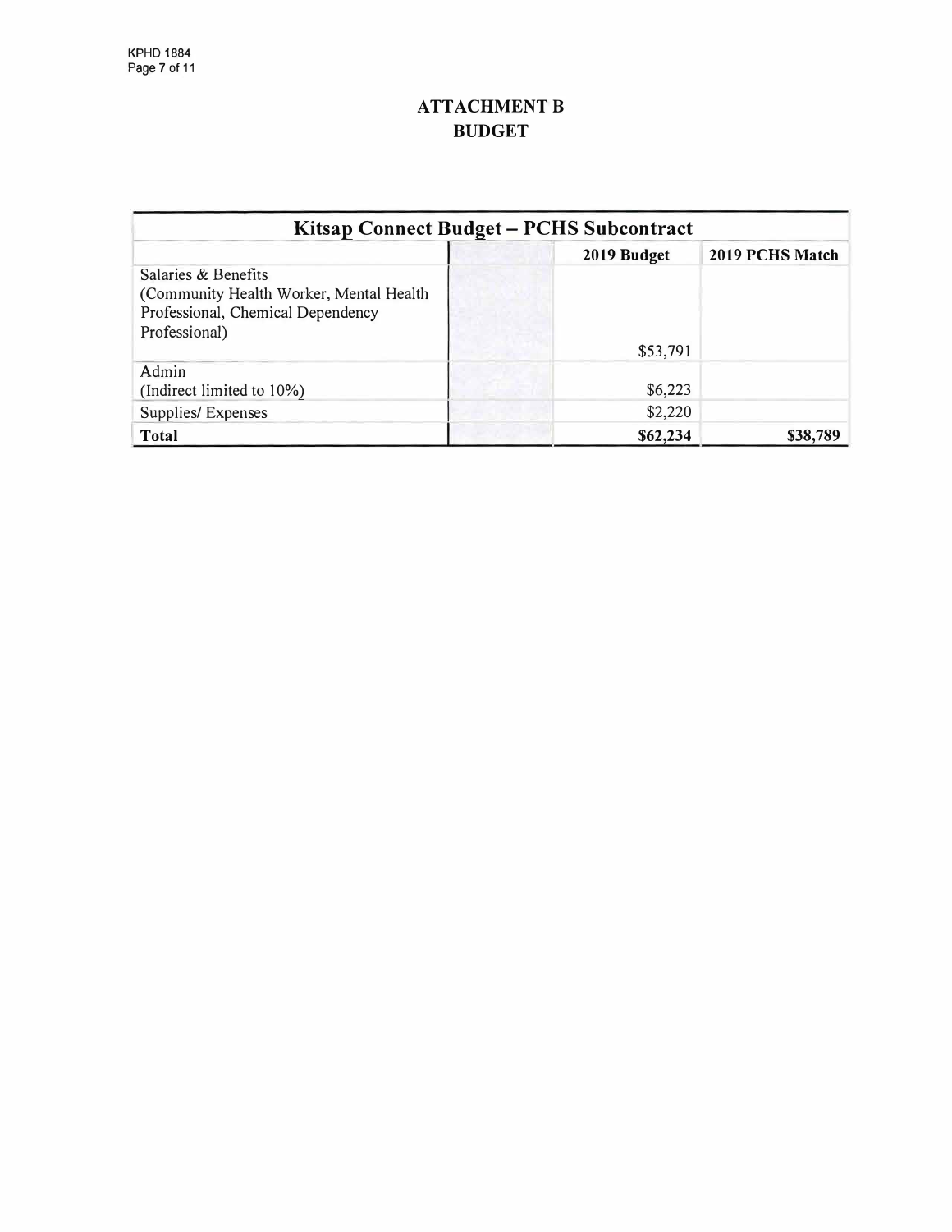# ATTACHMENT B
# BUDGET

| Kitsap Connect Budget – PCHS Subcontract | | | |
|---|---|---|---|
| | | **2019 Budget** | **2019 PCHS Match** |
| Salaries & Benefits (Community Health Worker, Mental Health Professional, Chemical Dependency Professional) | | $53,791 | |
| Admin (Indirect limited to 10%) | | $6,223 | |
| Supplies/ Expenses | | $2,220 | |
| **Total** | | **$62,234** | **$38,789** |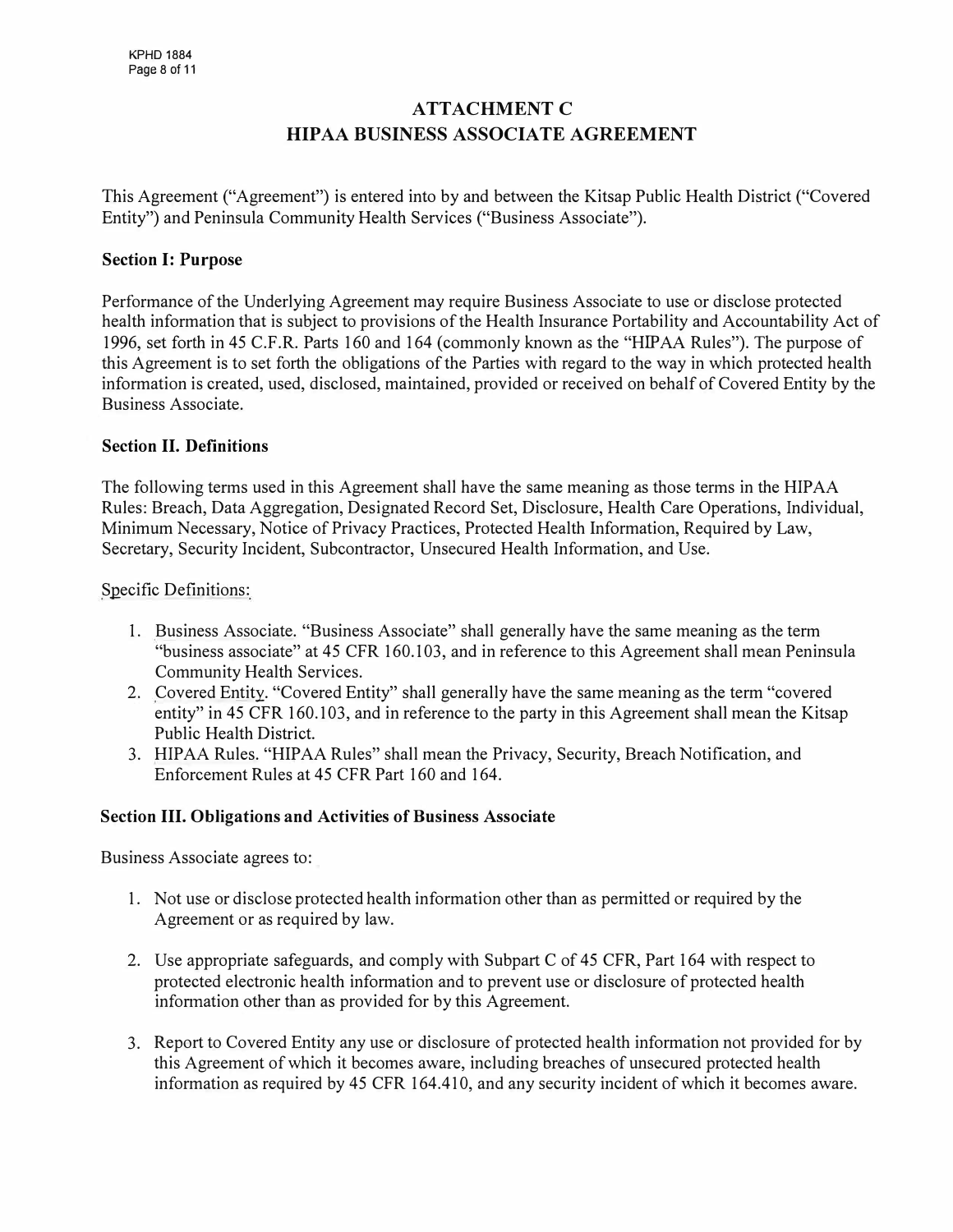# ATTACHMENT C
# HIPAA BUSINESS ASSOCIATE AGREEMENT

This Agreement ("Agreement") is entered into by and between the Kitsap Public Health District ("Covered Entity") and Peninsula Community Health Services ("Business Associate").

**Section I: Purpose**

Performance of the Underlying Agreement may require Business Associate to use or disclose protected health information that is subject to provisions of the Health Insurance Portability and Accountability Act of 1996, set forth in 45 C.F.R. Parts 160 and 164 (commonly known as the "HIPAA Rules"). The purpose of this Agreement is to set forth the obligations of the Parties with regard to the way in which protected health information is created, used, disclosed, maintained, provided or received on behalf of Covered Entity by the Business Associate.

**Section II. Definitions**

The following terms used in this Agreement shall have the same meaning as those terms in the HIPAA Rules: Breach, Data Aggregation, Designated Record Set, Disclosure, Health Care Operations, Individual, Minimum Necessary, Notice of Privacy Practices, Protected Health Information, Required by Law, Secretary, Security Incident, Subcontractor, Unsecured Health Information, and Use.

Specific Definitions:

1. Business Associate. "Business Associate" shall generally have the same meaning as the term "business associate" at 45 CFR 160.103, and in reference to this Agreement shall mean Peninsula Community Health Services.
2. Covered Entity. "Covered Entity" shall generally have the same meaning as the term "covered entity" in 45 CFR 160.103, and in reference to the party in this Agreement shall mean the Kitsap Public Health District.
3. HIPAA Rules. "HIPAA Rules" shall mean the Privacy, Security, Breach Notification, and Enforcement Rules at 45 CFR Part 160 and 164.

**Section III. Obligations and Activities of Business Associate**

Business Associate agrees to:

1. Not use or disclose protected health information other than as permitted or required by the Agreement or as required by law.

2. Use appropriate safeguards, and comply with Subpart C of 45 CFR, Part 164 with respect to protected electronic health information and to prevent use or disclosure of protected health information other than as provided for by this Agreement.

3. Report to Covered Entity any use or disclosure of protected health information not provided for by this Agreement of which it becomes aware, including breaches of unsecured protected health information as required by 45 CFR 164.410, and any security incident of which it becomes aware.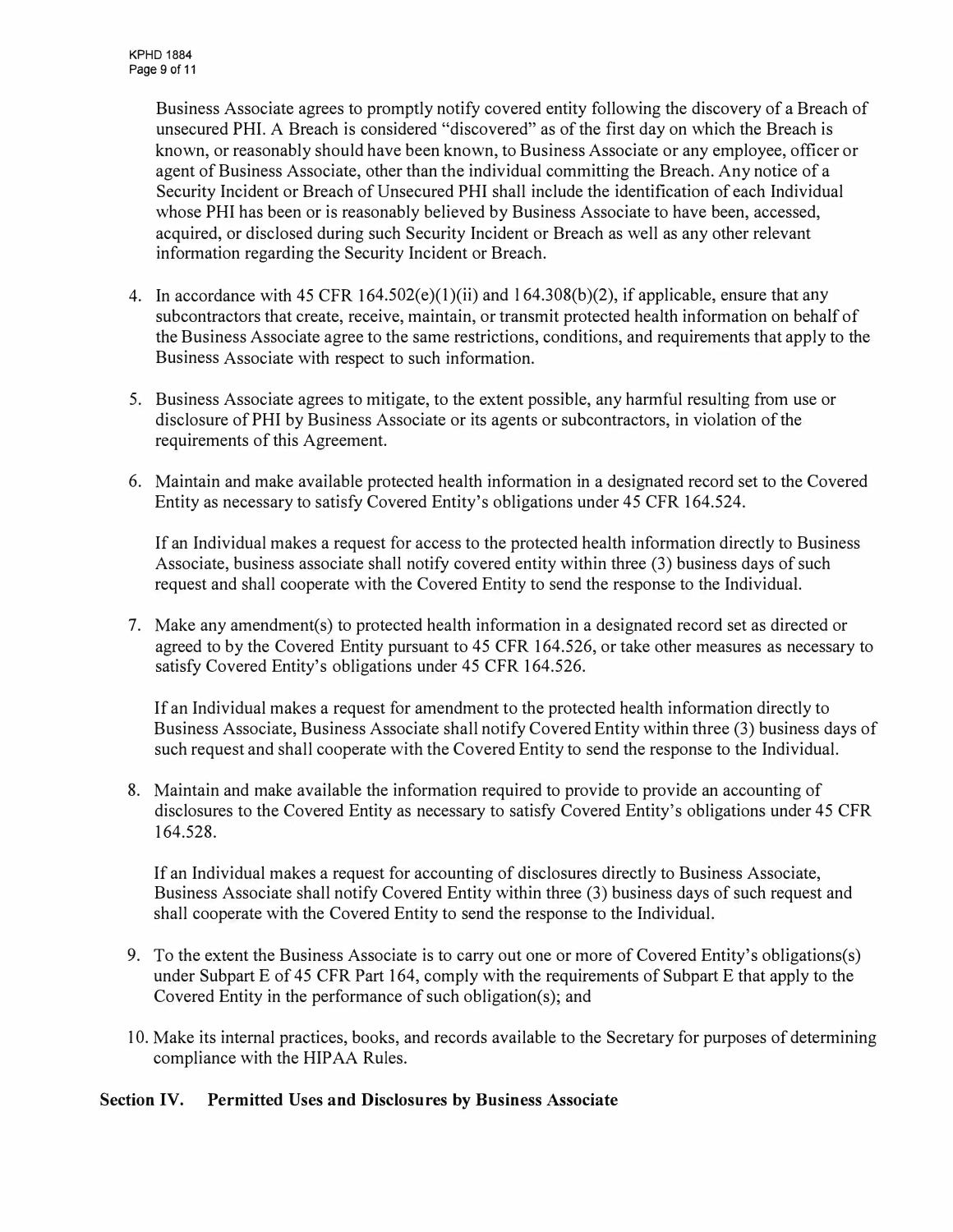Business Associate agrees to promptly notify covered entity following the discovery of a Breach of unsecured PHI. A Breach is considered "discovered" as of the first day on which the Breach is known, or reasonably should have been known, to Business Associate or any employee, officer or agent of Business Associate, other than the individual committing the Breach. Any notice of a Security Incident or Breach of Unsecured PHI shall include the identification of each Individual whose PHI has been or is reasonably believed by Business Associate to have been, accessed, acquired, or disclosed during such Security Incident or Breach as well as any other relevant information regarding the Security Incident or Breach.

4. In accordance with 45 CFR 164.502(e)(1)(ii) and 164.308(b)(2), if applicable, ensure that any subcontractors that create, receive, maintain, or transmit protected health information on behalf of the Business Associate agree to the same restrictions, conditions, and requirements that apply to the Business Associate with respect to such information.

5. Business Associate agrees to mitigate, to the extent possible, any harmful resulting from use or disclosure of PHI by Business Associate or its agents or subcontractors, in violation of the requirements of this Agreement.

6. Maintain and make available protected health information in a designated record set to the Covered Entity as necessary to satisfy Covered Entity's obligations under 45 CFR 164.524.

   If an Individual makes a request for access to the protected health information directly to Business Associate, business associate shall notify covered entity within three (3) business days of such request and shall cooperate with the Covered Entity to send the response to the Individual.

7. Make any amendment(s) to protected health information in a designated record set as directed or agreed to by the Covered Entity pursuant to 45 CFR 164.526, or take other measures as necessary to satisfy Covered Entity's obligations under 45 CFR 164.526.

   If an Individual makes a request for amendment to the protected health information directly to Business Associate, Business Associate shall notify Covered Entity within three (3) business days of such request and shall cooperate with the Covered Entity to send the response to the Individual.

8. Maintain and make available the information required to provide to provide an accounting of disclosures to the Covered Entity as necessary to satisfy Covered Entity's obligations under 45 CFR 164.528.

   If an Individual makes a request for accounting of disclosures directly to Business Associate, Business Associate shall notify Covered Entity within three (3) business days of such request and shall cooperate with the Covered Entity to send the response to the Individual.

9. To the extent the Business Associate is to carry out one or more of Covered Entity's obligations(s) under Subpart E of 45 CFR Part 164, comply with the requirements of Subpart E that apply to the Covered Entity in the performance of such obligation(s); and

10. Make its internal practices, books, and records available to the Secretary for purposes of determining compliance with the HIPAA Rules.

## Section IV. Permitted Uses and Disclosures by Business Associate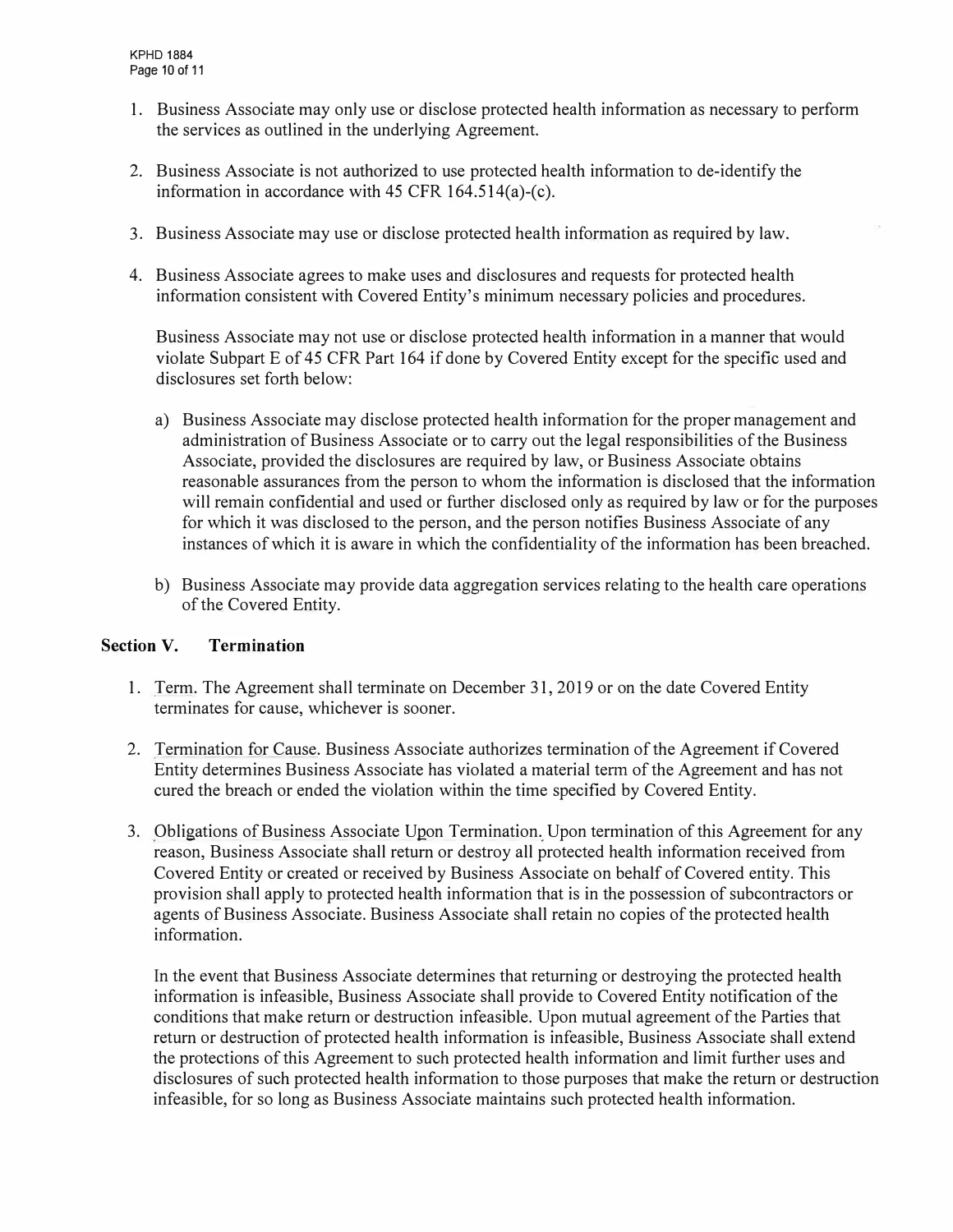1. Business Associate may only use or disclose protected health information as necessary to perform the services as outlined in the underlying Agreement.

2. Business Associate is not authorized to use protected health information to de-identify the information in accordance with 45 CFR 164.514(a)-(c).

3. Business Associate may use or disclose protected health information as required by law.

4. Business Associate agrees to make uses and disclosures and requests for protected health information consistent with Covered Entity's minimum necessary policies and procedures.

   Business Associate may not use or disclose protected health information in a manner that would violate Subpart E of 45 CFR Part 164 if done by Covered Entity except for the specific used and disclosures set forth below:

   a) Business Associate may disclose protected health information for the proper management and administration of Business Associate or to carry out the legal responsibilities of the Business Associate, provided the disclosures are required by law, or Business Associate obtains reasonable assurances from the person to whom the information is disclosed that the information will remain confidential and used or further disclosed only as required by law or for the purposes for which it was disclosed to the person, and the person notifies Business Associate of any instances of which it is aware in which the confidentiality of the information has been breached.

   b) Business Associate may provide data aggregation services relating to the health care operations of the Covered Entity.

## Section V. Termination

1. Term. The Agreement shall terminate on December 31, 2019 or on the date Covered Entity terminates for cause, whichever is sooner.

2. Termination for Cause. Business Associate authorizes termination of the Agreement if Covered Entity determines Business Associate has violated a material term of the Agreement and has not cured the breach or ended the violation within the time specified by Covered Entity.

3. Obligations of Business Associate Upon Termination. Upon termination of this Agreement for any reason, Business Associate shall return or destroy all protected health information received from Covered Entity or created or received by Business Associate on behalf of Covered entity. This provision shall apply to protected health information that is in the possession of subcontractors or agents of Business Associate. Business Associate shall retain no copies of the protected health information.

   In the event that Business Associate determines that returning or destroying the protected health information is infeasible, Business Associate shall provide to Covered Entity notification of the conditions that make return or destruction infeasible. Upon mutual agreement of the Parties that return or destruction of protected health information is infeasible, Business Associate shall extend the protections of this Agreement to such protected health information and limit further uses and disclosures of such protected health information to those purposes that make the return or destruction infeasible, for so long as Business Associate maintains such protected health information.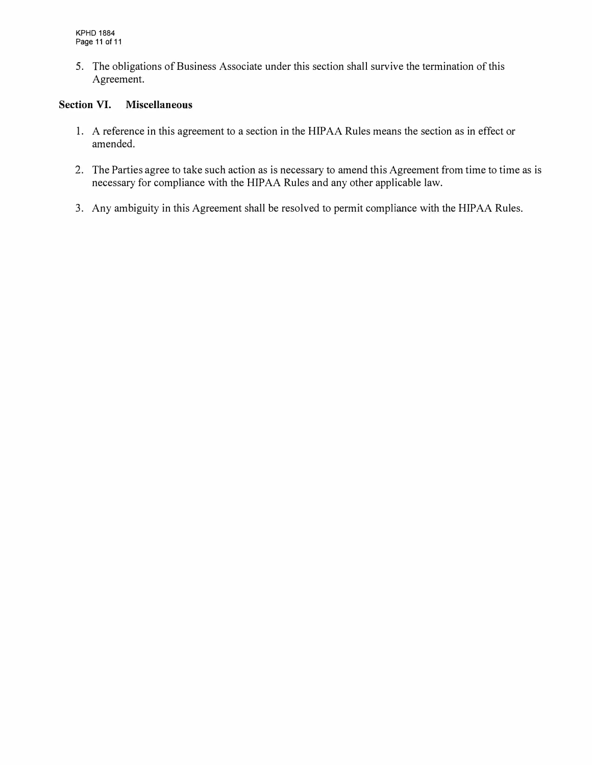5. The obligations of Business Associate under this section shall survive the termination of this Agreement.

**Section VI. Miscellaneous**

1. A reference in this agreement to a section in the HIPAA Rules means the section as in effect or amended.

2. The Parties agree to take such action as is necessary to amend this Agreement from time to time as is necessary for compliance with the HIPAA Rules and any other applicable law.

3. Any ambiguity in this Agreement shall be resolved to permit compliance with the HIPAA Rules.